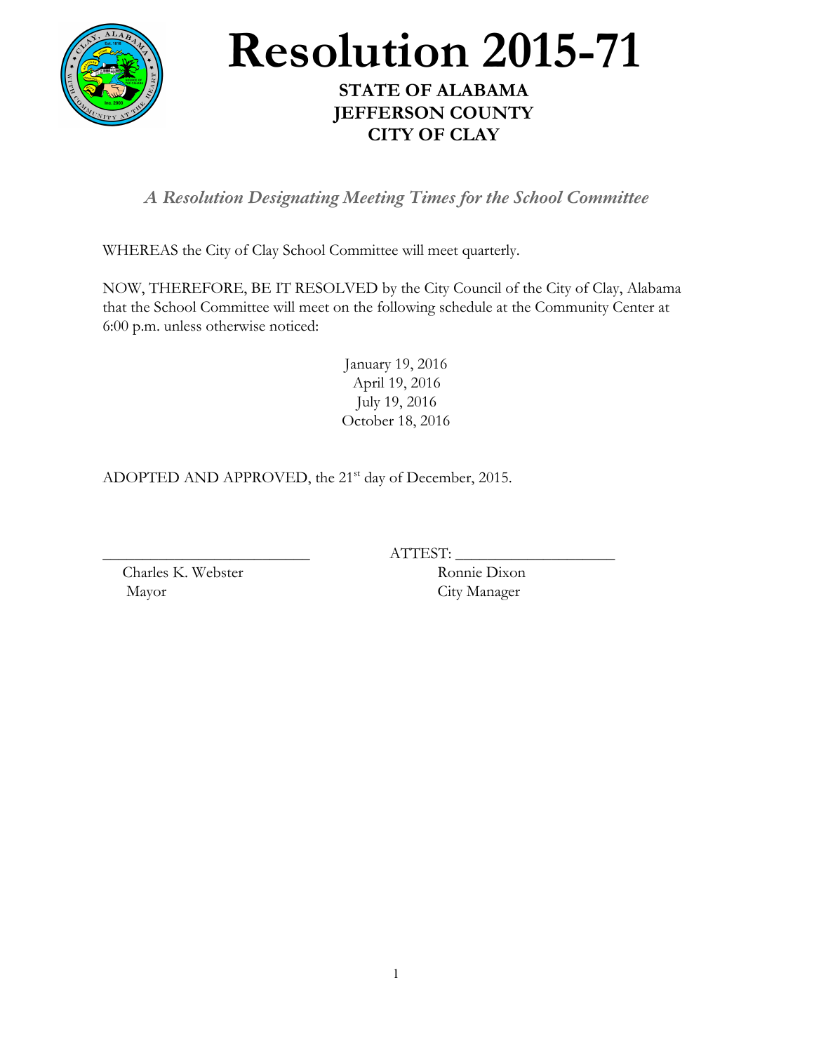# Resolution 2015-71

**STATE OF ALABAMA**
**JEFFERSON COUNTY**
**CITY OF CLAY**

***A Resolution Designating Meeting Times for the School Committee***

WHEREAS the City of Clay School Committee will meet quarterly.

NOW, THEREFORE, BE IT RESOLVED by the City Council of the City of Clay, Alabama that the School Committee will meet on the following schedule at the Community Center at 6:00 p.m. unless otherwise noticed:

January 19, 2016
April 19, 2016
July 19, 2016
October 18, 2016

ADOPTED AND APPROVED, the 21st day of December, 2015.

\_\_\_\_\_\_\_\_\_\_\_\_\_\_\_\_\_\_\_\_\_\_\_\_\_\_ ATTEST: \_\_\_\_\_\_\_\_\_\_\_\_\_\_\_\_\_\_\_\_

Charles K. Webster
Mayor

Ronnie Dixon
City Manager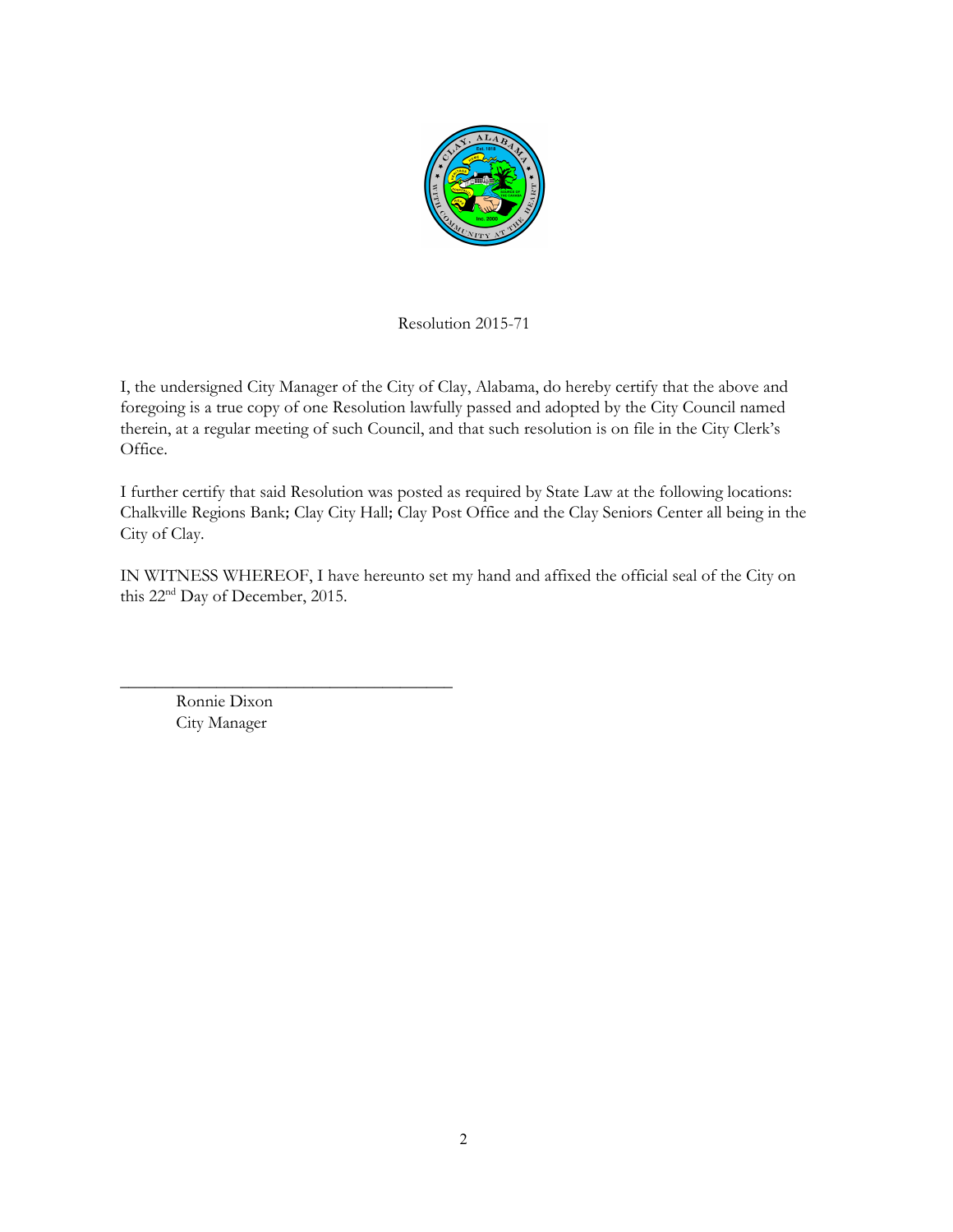Resolution 2015-71

I, the undersigned City Manager of the City of Clay, Alabama, do hereby certify that the above and foregoing is a true copy of one Resolution lawfully passed and adopted by the City Council named therein, at a regular meeting of such Council, and that such resolution is on file in the City Clerk's Office.

I further certify that said Resolution was posted as required by State Law at the following locations: Chalkville Regions Bank; Clay City Hall; Clay Post Office and the Clay Seniors Center all being in the City of Clay.

IN WITNESS WHEREOF, I have hereunto set my hand and affixed the official seal of the City on this 22nd Day of December, 2015.

\_\_\_\_\_\_\_\_\_\_\_\_\_\_\_\_\_\_\_\_\_\_\_\_\_\_\_\_\_\_\_\_\_\_\_\_\_\_

Ronnie Dixon
City Manager